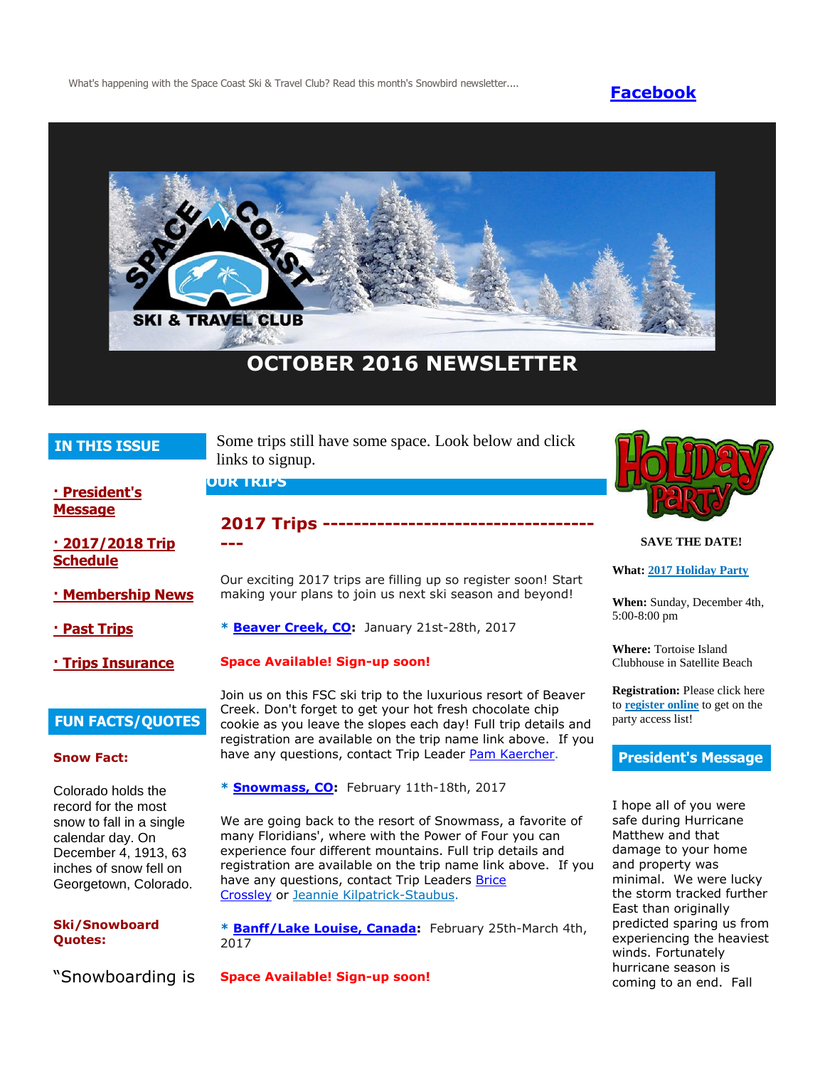What's happening with the Space Coast Ski & Travel Club? Read this month's Snowbird newsletter....

**Facebook**

SKI & TRAVEL CLUB

# OCTOBER 2016 NEWSLETTER

## IN THIS ISSUE

- **· President's Message**
- **· 2017/2018 Trip Schedule**
- **· Membership News**
- **· Past Trips**
- **· Trips Insurance**

## FUN FACTS/QUOTES

**Snow Fact:**

Colorado holds the record for the most snow to fall in a single calendar day. On December 4, 1913, 63 inches of snow fell on Georgetown, Colorado.

**Ski/Snowboard Quotes:**

"Snowboarding is

Some trips still have some space. Look below and click links to signup.

## OUR TRIPS

### 2017 Trips -----------------------------------

Our exciting 2017 trips are filling up so register soon! Start making your plans to join us next ski season and beyond!

**\* Beaver Creek, CO:** January 21st-28th, 2017

**Space Available! Sign-up soon!**

Join us on this FSC ski trip to the luxurious resort of Beaver Creek. Don't forget to get your hot fresh chocolate chip cookie as you leave the slopes each day! Full trip details and registration are available on the trip name link above. If you have any questions, contact Trip Leader Pam Kaercher.

**\* Snowmass, CO:** February 11th-18th, 2017

We are going back to the resort of Snowmass, a favorite of many Floridians', where with the Power of Four you can experience four different mountains. Full trip details and registration are available on the trip name link above. If you have any questions, contact Trip Leaders Brice Crossley or Jeannie Kilpatrick-Staubus.

**\* Banff/Lake Louise, Canada:** February 25th-March 4th, 2017

**Space Available! Sign-up soon!**

HOLIDAY PARTY

**SAVE THE DATE!**

**What:** 2017 Holiday Party

**When:** Sunday, December 4th, 5:00-8:00 pm

**Where:** Tortoise Island Clubhouse in Satellite Beach

**Registration:** Please click here to **register online** to get on the party access list!

## President's Message

I hope all of you were safe during Hurricane Matthew and that damage to your home and property was minimal. We were lucky the storm tracked further East than originally predicted sparing us from experiencing the heaviest winds. Fortunately hurricane season is coming to an end. Fall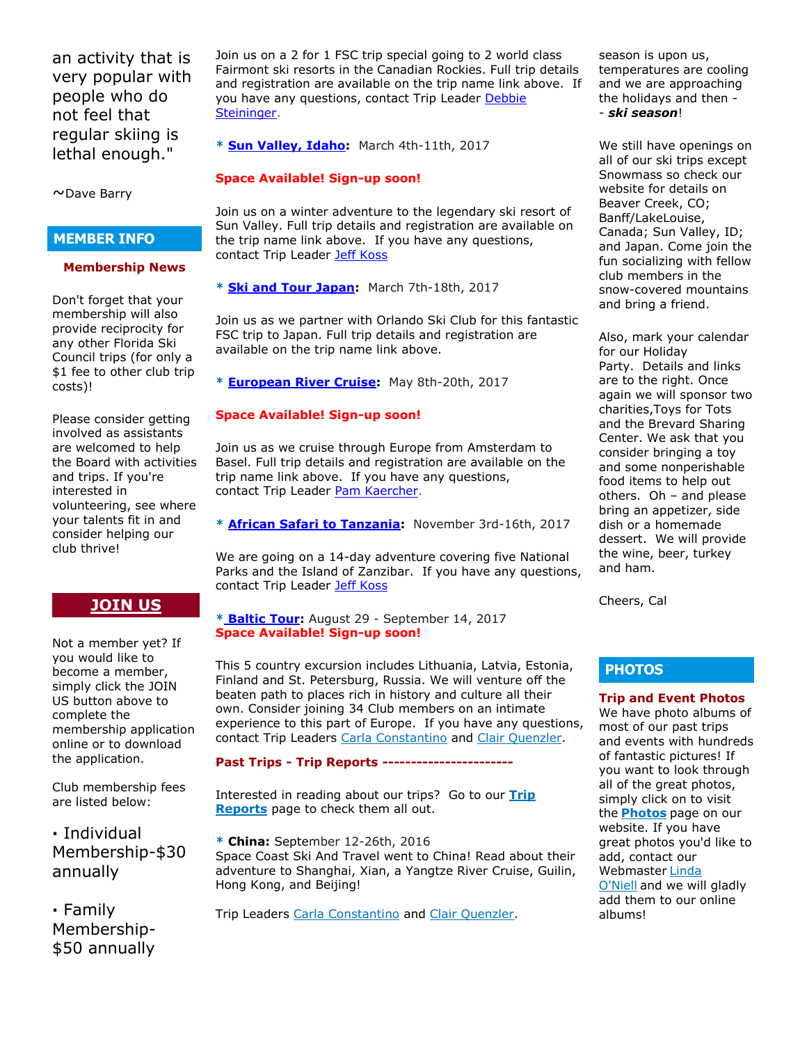an activity that is very popular with people who do not feel that regular skiing is lethal enough."

~Dave Barry

## MEMBER INFO

### Membership News

Don't forget that your membership will also provide reciprocity for any other Florida Ski Council trips (for only a $1 fee to other club trip costs)!

Please consider getting involved as assistants are welcomed to help the Board with activities and trips. If you're interested in volunteering, see where your talents fit in and consider helping our club thrive!

## JOIN US

Not a member yet? If you would like to become a member, simply click the JOIN US button above to complete the membership application online or to download the application.

Club membership fees are listed below:

- Individual Membership-$30 annually
- Family Membership-$50 annually

Join us on a 2 for 1 FSC trip special going to 2 world class Fairmont ski resorts in the Canadian Rockies. Full trip details and registration are available on the trip name link above. If you have any questions, contact Trip Leader Debbie Steininger.

* **Sun Valley, Idaho:** March 4th-11th, 2017

**Space Available! Sign-up soon!**

Join us on a winter adventure to the legendary ski resort of Sun Valley. Full trip details and registration are available on the trip name link above. If you have any questions, contact Trip Leader Jeff Koss

* **Ski and Tour Japan:** March 7th-18th, 2017

Join us as we partner with Orlando Ski Club for this fantastic FSC trip to Japan. Full trip details and registration are available on the trip name link above.

* **European River Cruise:** May 8th-20th, 2017

**Space Available! Sign-up soon!**

Join us as we cruise through Europe from Amsterdam to Basel. Full trip details and registration are available on the trip name link above. If you have any questions, contact Trip Leader Pam Kaercher.

* **African Safari to Tanzania:** November 3rd-16th, 2017

We are going on a 14-day adventure covering five National Parks and the Island of Zanzibar. If you have any questions, contact Trip Leader Jeff Koss

* **Baltic Tour:** August 29 - September 14, 2017
**Space Available! Sign-up soon!**

This 5 country excursion includes Lithuania, Latvia, Estonia, Finland and St. Petersburg, Russia. We will venture off the beaten path to places rich in history and culture all their own. Consider joining 34 Club members on an intimate experience to this part of Europe. If you have any questions, contact Trip Leaders Carla Constantino and Clair Quenzler.

**Past Trips - Trip Reports -----------------------**

Interested in reading about our trips? Go to our **Trip Reports** page to check them all out.

* **China:** September 12-26th, 2016
Space Coast Ski And Travel went to China! Read about their adventure to Shanghai, Xian, a Yangtze River Cruise, Guilin, Hong Kong, and Beijing!

Trip Leaders Carla Constantino and Clair Quenzler.

season is upon us, temperatures are cooling and we are approaching the holidays and then - - ***ski season***!

We still have openings on all of our ski trips except Snowmass so check our website for details on Beaver Creek, CO; Banff/LakeLouise, Canada; Sun Valley, ID; and Japan. Come join the fun socializing with fellow club members in the snow-covered mountains and bring a friend.

Also, mark your calendar for our Holiday Party. Details and links are to the right. Once again we will sponsor two charities,Toys for Tots and the Brevard Sharing Center. We ask that you consider bringing a toy and some nonperishable food items to help out others. Oh – and please bring an appetizer, side dish or a homemade dessert. We will provide the wine, beer, turkey and ham.

Cheers, Cal

## PHOTOS

### Trip and Event Photos

We have photo albums of most of our past trips and events with hundreds of fantastic pictures! If you want to look through all of the great photos, simply click on to visit the **Photos** page on our website. If you have great photos you'd like to add, contact our Webmaster Linda O'Niell and we will gladly add them to our online albums!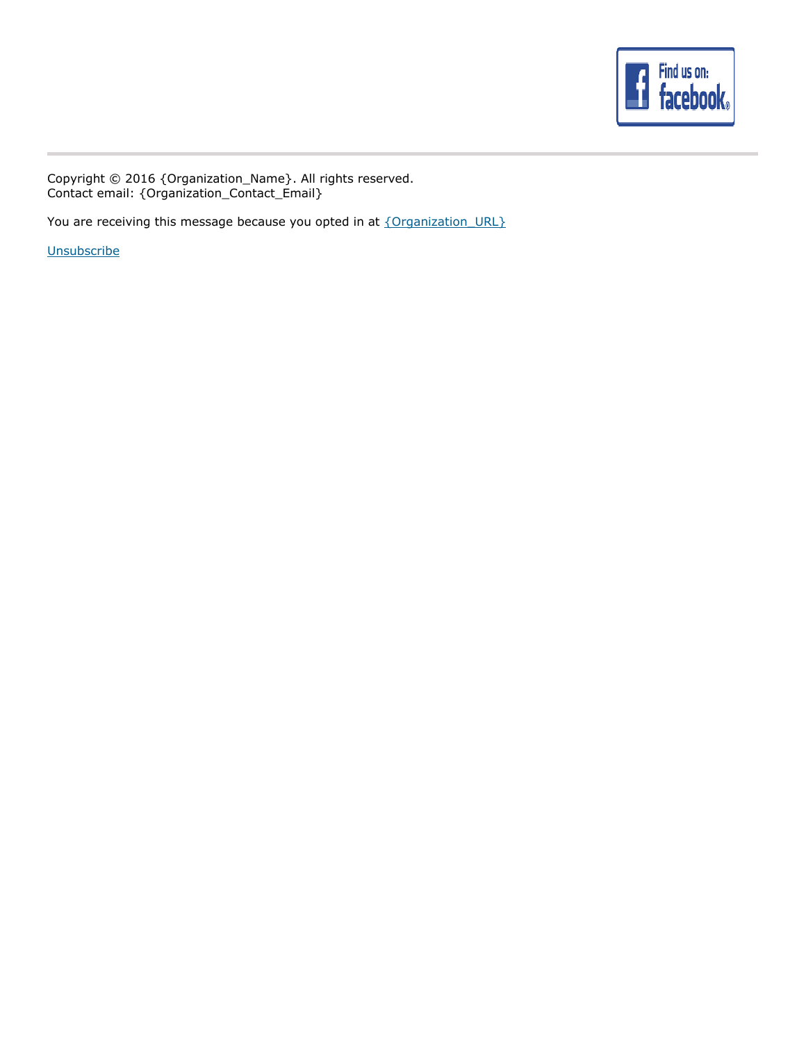Copyright © 2016 {Organization_Name}. All rights reserved.
Contact email: {Organization_Contact_Email}

You are receiving this message because you opted in at {Organization_URL}

Unsubscribe